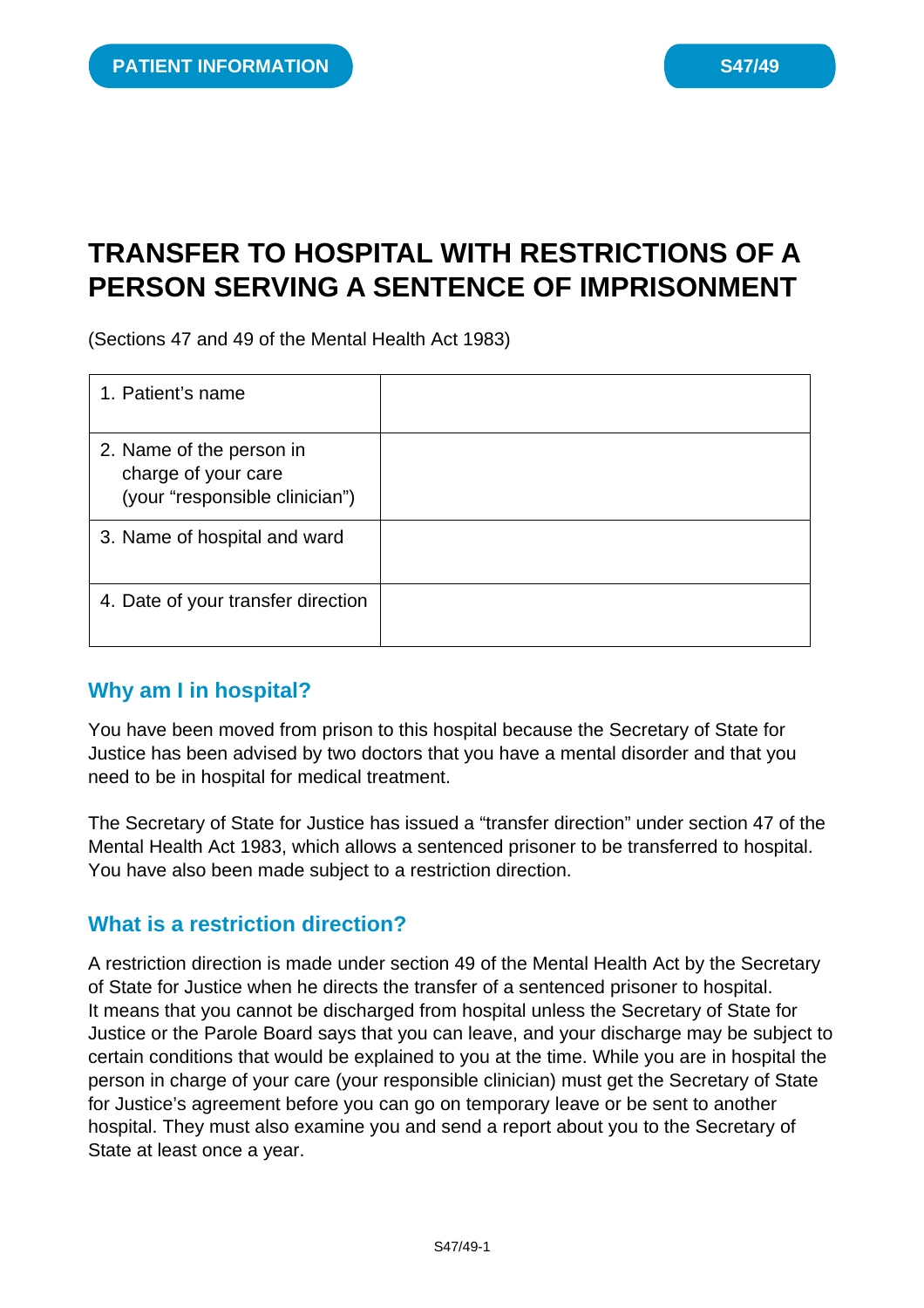PATIENT INFORMATION

S47/49

# TRANSFER TO HOSPITAL WITH RESTRICTIONS OF A PERSON SERVING A SENTENCE OF IMPRISONMENT

(Sections 47 and 49 of the Mental Health Act 1983)

| | |
|---|---|
| 1. Patient's name | |
| 2. Name of the person in charge of your care (your "responsible clinician") | |
| 3. Name of hospital and ward | |
| 4. Date of your transfer direction | |

## Why am I in hospital?

You have been moved from prison to this hospital because the Secretary of State for Justice has been advised by two doctors that you have a mental disorder and that you need to be in hospital for medical treatment.

The Secretary of State for Justice has issued a "transfer direction" under section 47 of the Mental Health Act 1983, which allows a sentenced prisoner to be transferred to hospital. You have also been made subject to a restriction direction.

## What is a restriction direction?

A restriction direction is made under section 49 of the Mental Health Act by the Secretary of State for Justice when he directs the transfer of a sentenced prisoner to hospital. It means that you cannot be discharged from hospital unless the Secretary of State for Justice or the Parole Board says that you can leave, and your discharge may be subject to certain conditions that would be explained to you at the time. While you are in hospital the person in charge of your care (your responsible clinician) must get the Secretary of State for Justice's agreement before you can go on temporary leave or be sent to another hospital. They must also examine you and send a report about you to the Secretary of State at least once a year.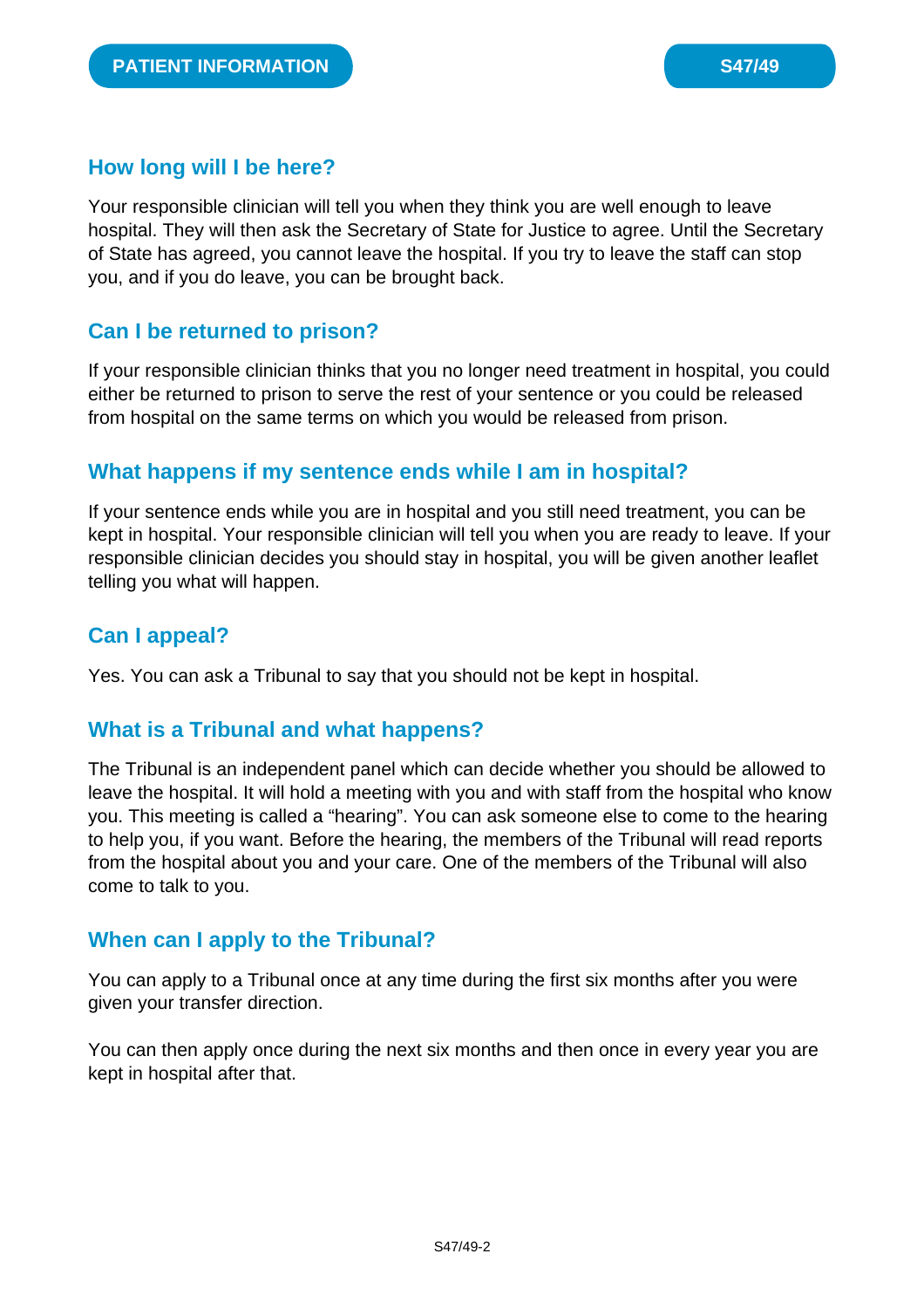## How long will I be here?

Your responsible clinician will tell you when they think you are well enough to leave hospital. They will then ask the Secretary of State for Justice to agree. Until the Secretary of State has agreed, you cannot leave the hospital. If you try to leave the staff can stop you, and if you do leave, you can be brought back.

## Can I be returned to prison?

If your responsible clinician thinks that you no longer need treatment in hospital, you could either be returned to prison to serve the rest of your sentence or you could be released from hospital on the same terms on which you would be released from prison.

## What happens if my sentence ends while I am in hospital?

If your sentence ends while you are in hospital and you still need treatment, you can be kept in hospital. Your responsible clinician will tell you when you are ready to leave. If your responsible clinician decides you should stay in hospital, you will be given another leaflet telling you what will happen.

## Can I appeal?

Yes. You can ask a Tribunal to say that you should not be kept in hospital.

## What is a Tribunal and what happens?

The Tribunal is an independent panel which can decide whether you should be allowed to leave the hospital. It will hold a meeting with you and with staff from the hospital who know you. This meeting is called a "hearing". You can ask someone else to come to the hearing to help you, if you want. Before the hearing, the members of the Tribunal will read reports from the hospital about you and your care. One of the members of the Tribunal will also come to talk to you.

## When can I apply to the Tribunal?

You can apply to a Tribunal once at any time during the first six months after you were given your transfer direction.

You can then apply once during the next six months and then once in every year you are kept in hospital after that.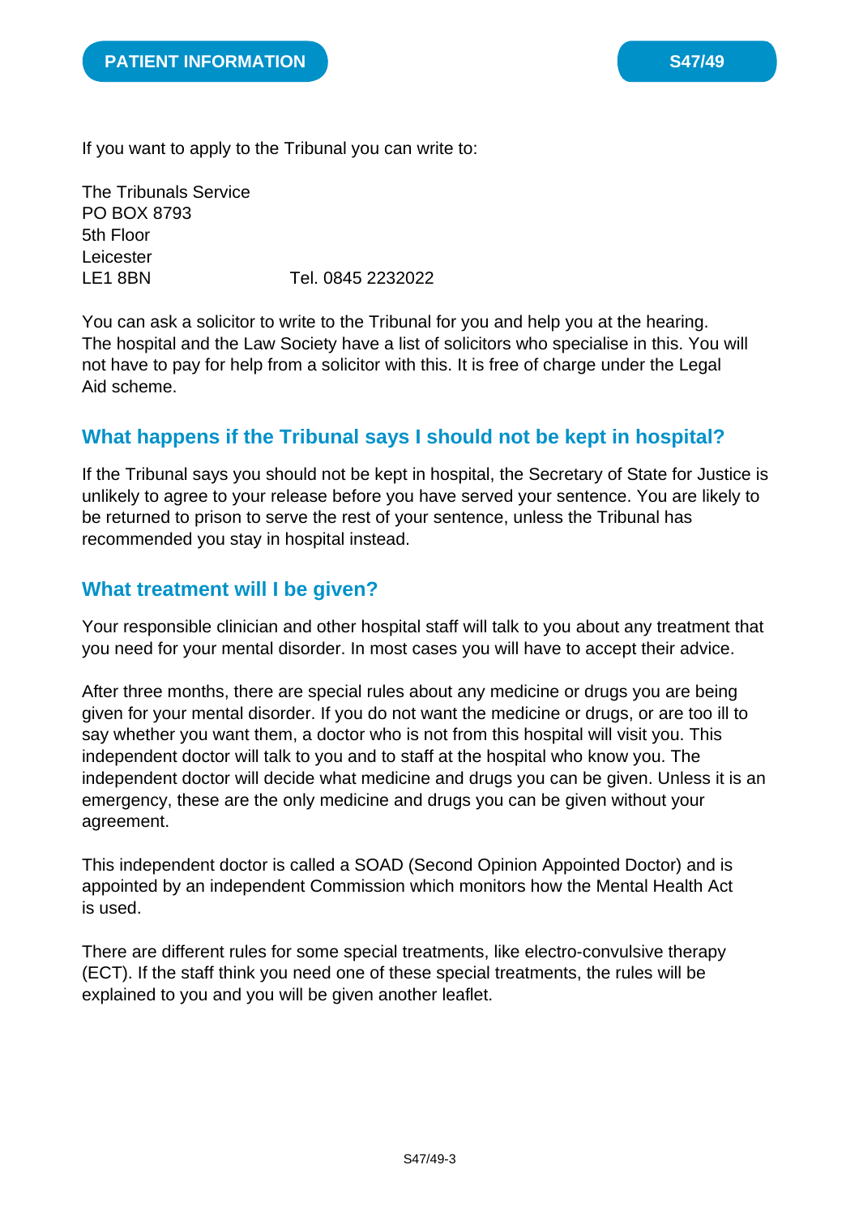If you want to apply to the Tribunal you can write to:

The Tribunals Service
PO BOX 8793
5th Floor
Leicester
LE1 8BN                    Tel. 0845 2232022

You can ask a solicitor to write to the Tribunal for you and help you at the hearing. The hospital and the Law Society have a list of solicitors who specialise in this. You will not have to pay for help from a solicitor with this. It is free of charge under the Legal Aid scheme.

## What happens if the Tribunal says I should not be kept in hospital?

If the Tribunal says you should not be kept in hospital, the Secretary of State for Justice is unlikely to agree to your release before you have served your sentence. You are likely to be returned to prison to serve the rest of your sentence, unless the Tribunal has recommended you stay in hospital instead.

## What treatment will I be given?

Your responsible clinician and other hospital staff will talk to you about any treatment that you need for your mental disorder. In most cases you will have to accept their advice.

After three months, there are special rules about any medicine or drugs you are being given for your mental disorder. If you do not want the medicine or drugs, or are too ill to say whether you want them, a doctor who is not from this hospital will visit you. This independent doctor will talk to you and to staff at the hospital who know you. The independent doctor will decide what medicine and drugs you can be given. Unless it is an emergency, these are the only medicine and drugs you can be given without your agreement.

This independent doctor is called a SOAD (Second Opinion Appointed Doctor) and is appointed by an independent Commission which monitors how the Mental Health Act is used.

There are different rules for some special treatments, like electro-convulsive therapy (ECT). If the staff think you need one of these special treatments, the rules will be explained to you and you will be given another leaflet.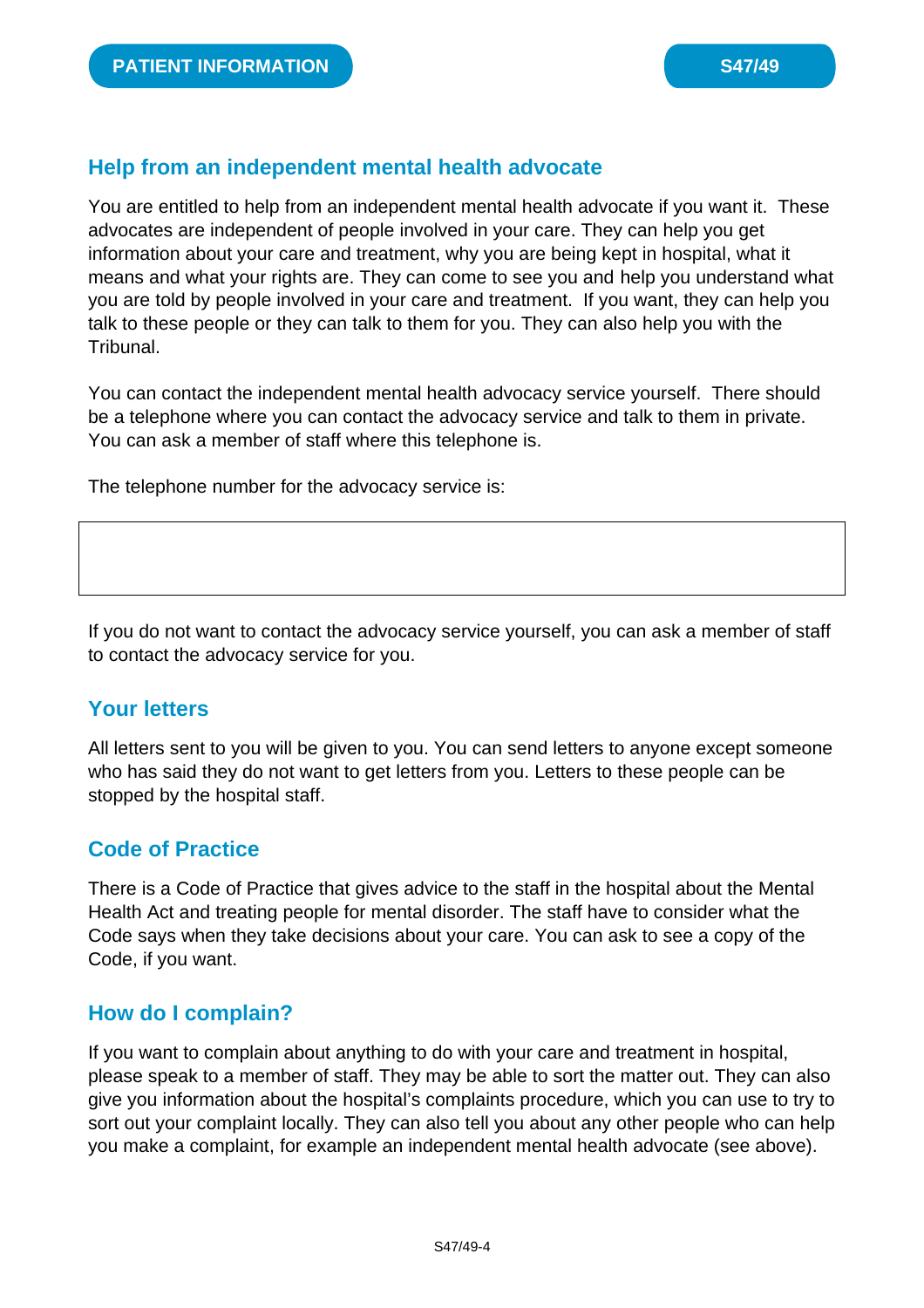## Help from an independent mental health advocate

You are entitled to help from an independent mental health advocate if you want it. These advocates are independent of people involved in your care. They can help you get information about your care and treatment, why you are being kept in hospital, what it means and what your rights are. They can come to see you and help you understand what you are told by people involved in your care and treatment. If you want, they can help you talk to these people or they can talk to them for you. They can also help you with the Tribunal.

You can contact the independent mental health advocacy service yourself. There should be a telephone where you can contact the advocacy service and talk to them in private. You can ask a member of staff where this telephone is.

The telephone number for the advocacy service is:

|   |
|---|
|   |

If you do not want to contact the advocacy service yourself, you can ask a member of staff to contact the advocacy service for you.

## Your letters

All letters sent to you will be given to you. You can send letters to anyone except someone who has said they do not want to get letters from you. Letters to these people can be stopped by the hospital staff.

## Code of Practice

There is a Code of Practice that gives advice to the staff in the hospital about the Mental Health Act and treating people for mental disorder. The staff have to consider what the Code says when they take decisions about your care. You can ask to see a copy of the Code, if you want.

## How do I complain?

If you want to complain about anything to do with your care and treatment in hospital, please speak to a member of staff. They may be able to sort the matter out. They can also give you information about the hospital's complaints procedure, which you can use to try to sort out your complaint locally. They can also tell you about any other people who can help you make a complaint, for example an independent mental health advocate (see above).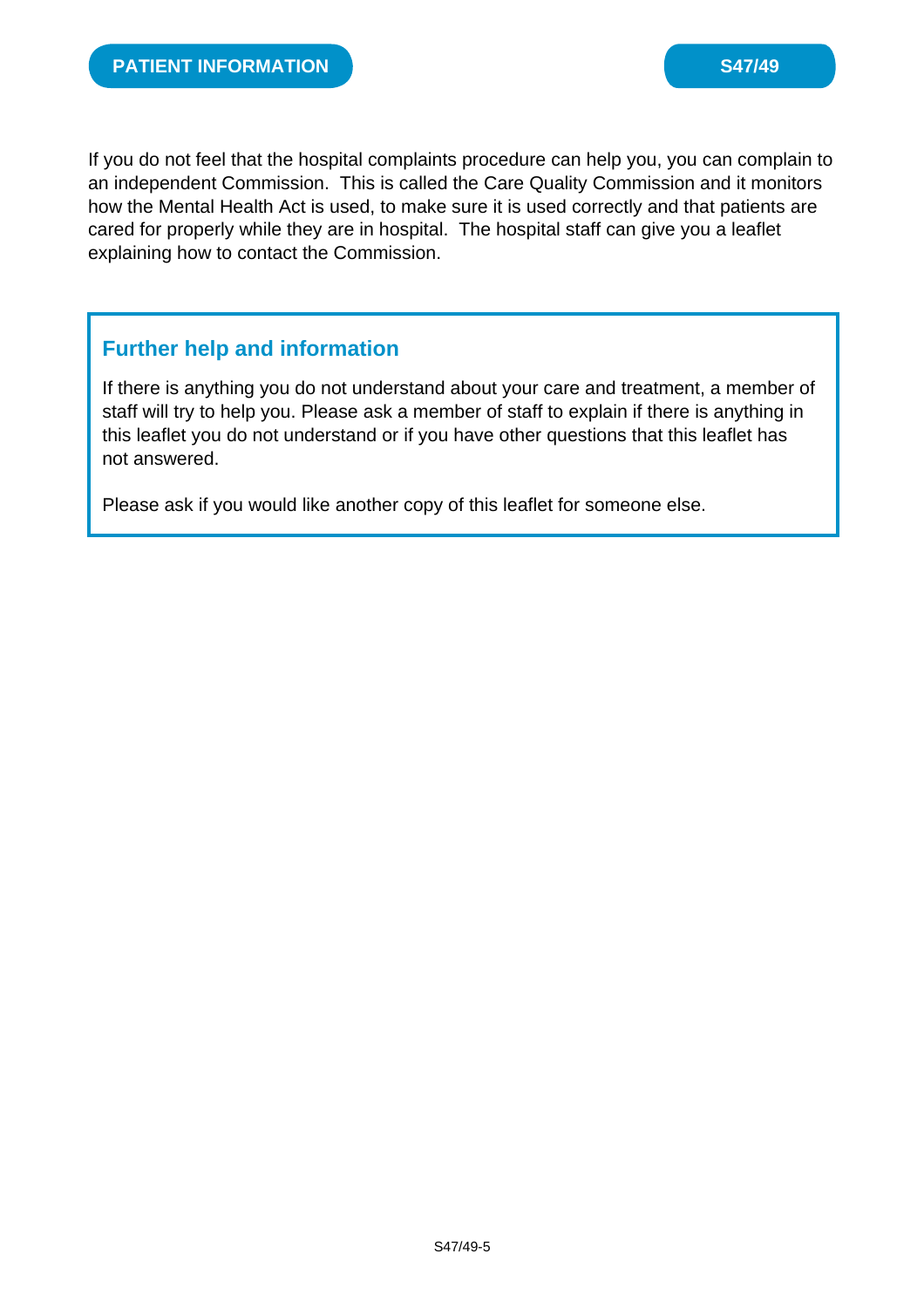If you do not feel that the hospital complaints procedure can help you, you can complain to an independent Commission.  This is called the Care Quality Commission and it monitors how the Mental Health Act is used, to make sure it is used correctly and that patients are cared for properly while they are in hospital.  The hospital staff can give you a leaflet explaining how to contact the Commission.

## Further help and information

If there is anything you do not understand about your care and treatment, a member of staff will try to help you. Please ask a member of staff to explain if there is anything in this leaflet you do not understand or if you have other questions that this leaflet has not answered.

Please ask if you would like another copy of this leaflet for someone else.